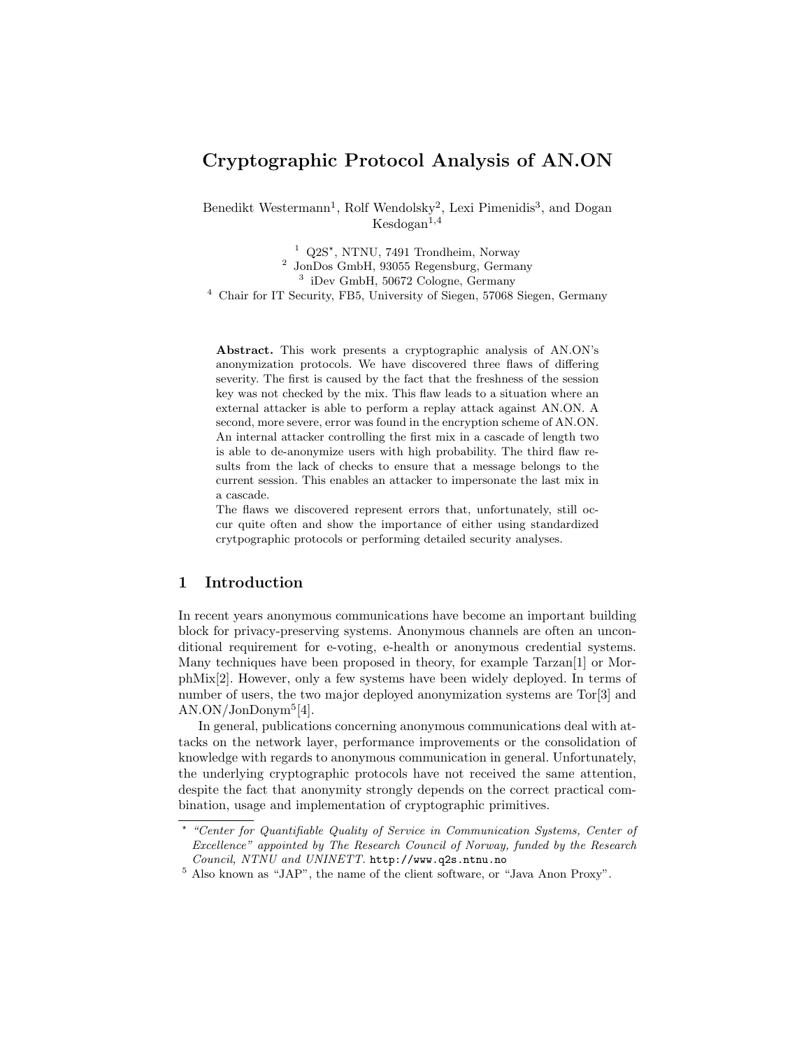# Cryptographic Protocol Analysis of AN.ON

Benedikt Westermann[1], Rolf Wendolsky[2], Lexi Pimenidis[3], and Dogan Kesdogan[1,4]

[1] Q2S*, NTNU, 7491 Trondheim, Norway
[2] JonDos GmbH, 93055 Regensburg, Germany
[3] iDev GmbH, 50672 Cologne, Germany
[4] Chair for IT Security, FB5, University of Siegen, 57068 Siegen, Germany

**Abstract.** This work presents a cryptographic analysis of AN.ON's anonymization protocols. We have discovered three flaws of differing severity. The first is caused by the fact that the freshness of the session key was not checked by the mix. This flaw leads to a situation where an external attacker is able to perform a replay attack against AN.ON. A second, more severe, error was found in the encryption scheme of AN.ON. An internal attacker controlling the first mix in a cascade of length two is able to de-anonymize users with high probability. The third flaw results from the lack of checks to ensure that a message belongs to the current session. This enables an attacker to impersonate the last mix in a cascade.

The flaws we discovered represent errors that, unfortunately, still occur quite often and show the importance of either using standardized crytpographic protocols or performing detailed security analyses.

## 1 Introduction

In recent years anonymous communications have become an important building block for privacy-preserving systems. Anonymous channels are often an unconditional requirement for e-voting, e-health or anonymous credential systems. Many techniques have been proposed in theory, for example Tarzan[1] or MorphMix[2]. However, only a few systems have been widely deployed. In terms of number of users, the two major deployed anonymization systems are Tor[3] and AN.ON/JonDonym[5][4].

In general, publications concerning anonymous communications deal with attacks on the network layer, performance improvements or the consolidation of knowledge with regards to anonymous communication in general. Unfortunately, the underlying cryptographic protocols have not received the same attention, despite the fact that anonymity strongly depends on the correct practical combination, usage and implementation of cryptographic primitives.

* *"Center for Quantifiable Quality of Service in Communication Systems, Center of Excellence" appointed by The Research Council of Norway, funded by the Research Council, NTNU and UNINETT*. http://www.q2s.ntnu.no

[5] Also known as "JAP", the name of the client software, or "Java Anon Proxy".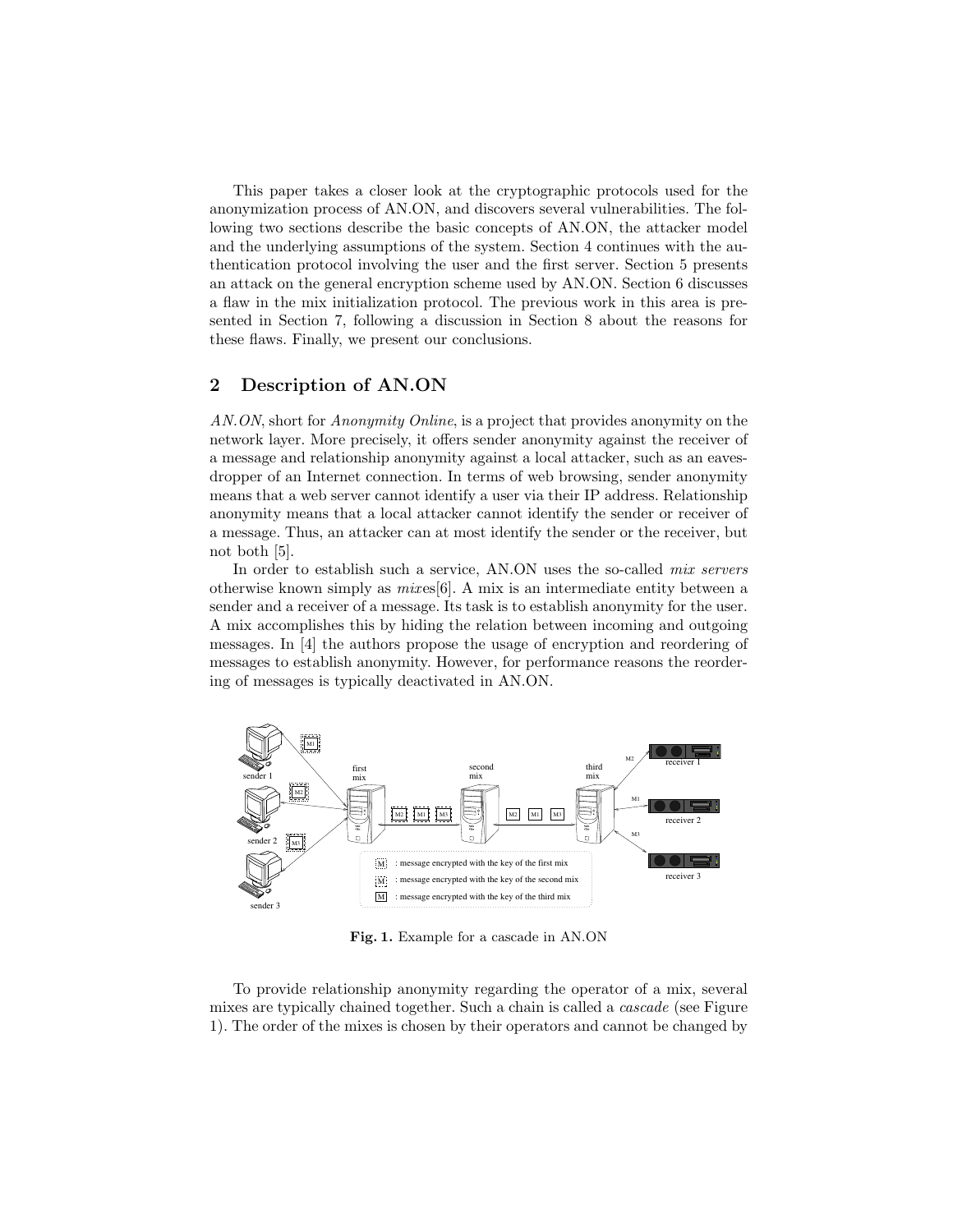This paper takes a closer look at the cryptographic protocols used for the anonymization process of AN.ON, and discovers several vulnerabilities. The following two sections describe the basic concepts of AN.ON, the attacker model and the underlying assumptions of the system. Section 4 continues with the authentication protocol involving the user and the first server. Section 5 presents an attack on the general encryption scheme used by AN.ON. Section 6 discusses a flaw in the mix initialization protocol. The previous work in this area is presented in Section 7, following a discussion in Section 8 about the reasons for these flaws. Finally, we present our conclusions.

## 2 Description of AN.ON

*AN.ON*, short for *Anonymity Online*, is a project that provides anonymity on the network layer. More precisely, it offers sender anonymity against the receiver of a message and relationship anonymity against a local attacker, such as an eavesdropper of an Internet connection. In terms of web browsing, sender anonymity means that a web server cannot identify a user via their IP address. Relationship anonymity means that a local attacker cannot identify the sender or receiver of a message. Thus, an attacker can at most identify the sender or the receiver, but not both [5].

In order to establish such a service, AN.ON uses the so-called *mix servers* otherwise known simply as *mix*es[6]. A mix is an intermediate entity between a sender and a receiver of a message. Its task is to establish anonymity for the user. A mix accomplishes this by hiding the relation between incoming and outgoing messages. In [4] the authors propose the usage of encryption and reordering of messages to establish anonymity. However, for performance reasons the reordering of messages is typically deactivated in AN.ON.

**Fig. 1.** Example for a cascade in AN.ON

To provide relationship anonymity regarding the operator of a mix, several mixes are typically chained together. Such a chain is called a *cascade* (see Figure 1). The order of the mixes is chosen by their operators and cannot be changed by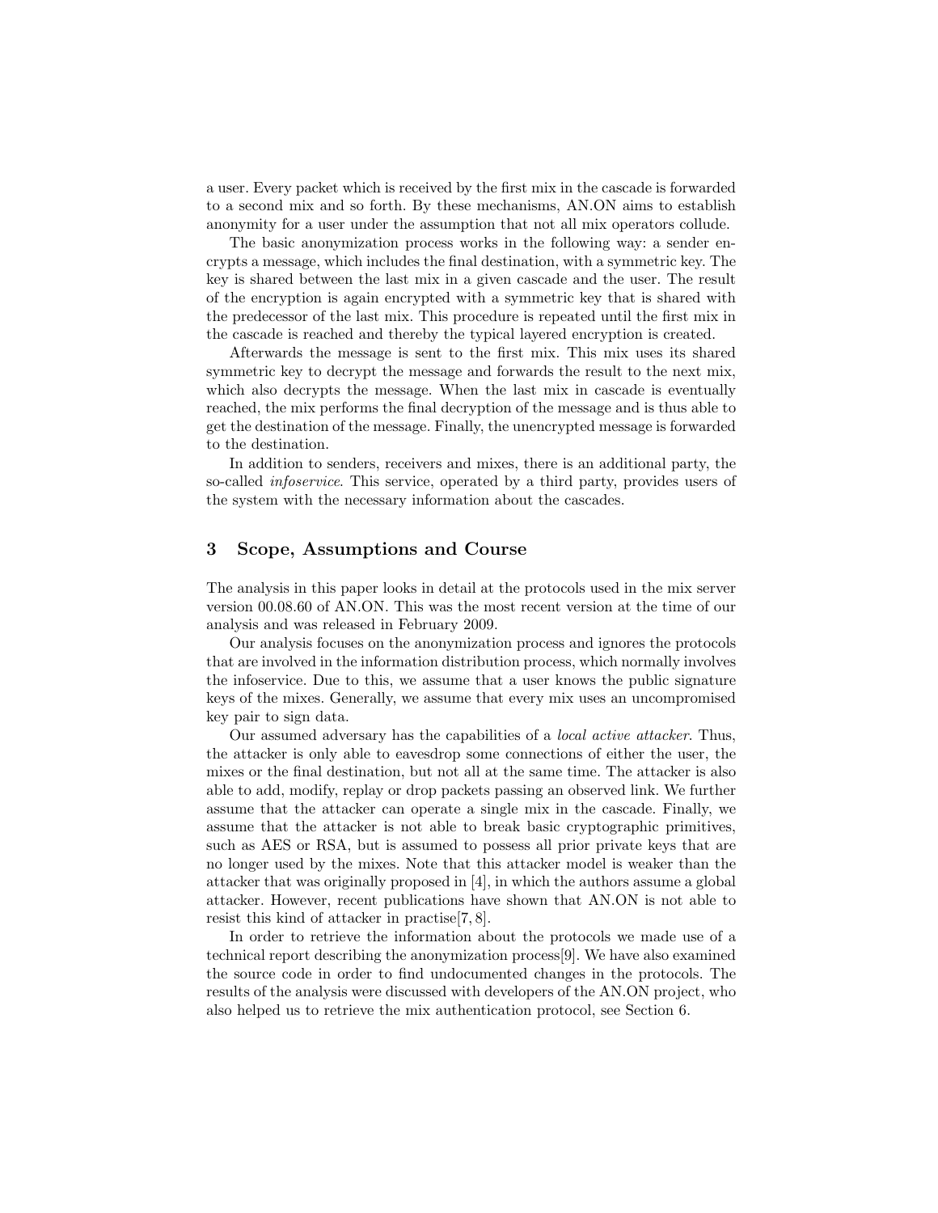a user. Every packet which is received by the first mix in the cascade is forwarded to a second mix and so forth. By these mechanisms, AN.ON aims to establish anonymity for a user under the assumption that not all mix operators collude.

The basic anonymization process works in the following way: a sender encrypts a message, which includes the final destination, with a symmetric key. The key is shared between the last mix in a given cascade and the user. The result of the encryption is again encrypted with a symmetric key that is shared with the predecessor of the last mix. This procedure is repeated until the first mix in the cascade is reached and thereby the typical layered encryption is created.

Afterwards the message is sent to the first mix. This mix uses its shared symmetric key to decrypt the message and forwards the result to the next mix, which also decrypts the message. When the last mix in cascade is eventually reached, the mix performs the final decryption of the message and is thus able to get the destination of the message. Finally, the unencrypted message is forwarded to the destination.

In addition to senders, receivers and mixes, there is an additional party, the so-called *infoservice*. This service, operated by a third party, provides users of the system with the necessary information about the cascades.

## 3 Scope, Assumptions and Course

The analysis in this paper looks in detail at the protocols used in the mix server version 00.08.60 of AN.ON. This was the most recent version at the time of our analysis and was released in February 2009.

Our analysis focuses on the anonymization process and ignores the protocols that are involved in the information distribution process, which normally involves the infoservice. Due to this, we assume that a user knows the public signature keys of the mixes. Generally, we assume that every mix uses an uncompromised key pair to sign data.

Our assumed adversary has the capabilities of a *local active attacker*. Thus, the attacker is only able to eavesdrop some connections of either the user, the mixes or the final destination, but not all at the same time. The attacker is also able to add, modify, replay or drop packets passing an observed link. We further assume that the attacker can operate a single mix in the cascade. Finally, we assume that the attacker is not able to break basic cryptographic primitives, such as AES or RSA, but is assumed to possess all prior private keys that are no longer used by the mixes. Note that this attacker model is weaker than the attacker that was originally proposed in [4], in which the authors assume a global attacker. However, recent publications have shown that AN.ON is not able to resist this kind of attacker in practise[7, 8].

In order to retrieve the information about the protocols we made use of a technical report describing the anonymization process[9]. We have also examined the source code in order to find undocumented changes in the protocols. The results of the analysis were discussed with developers of the AN.ON project, who also helped us to retrieve the mix authentication protocol, see Section 6.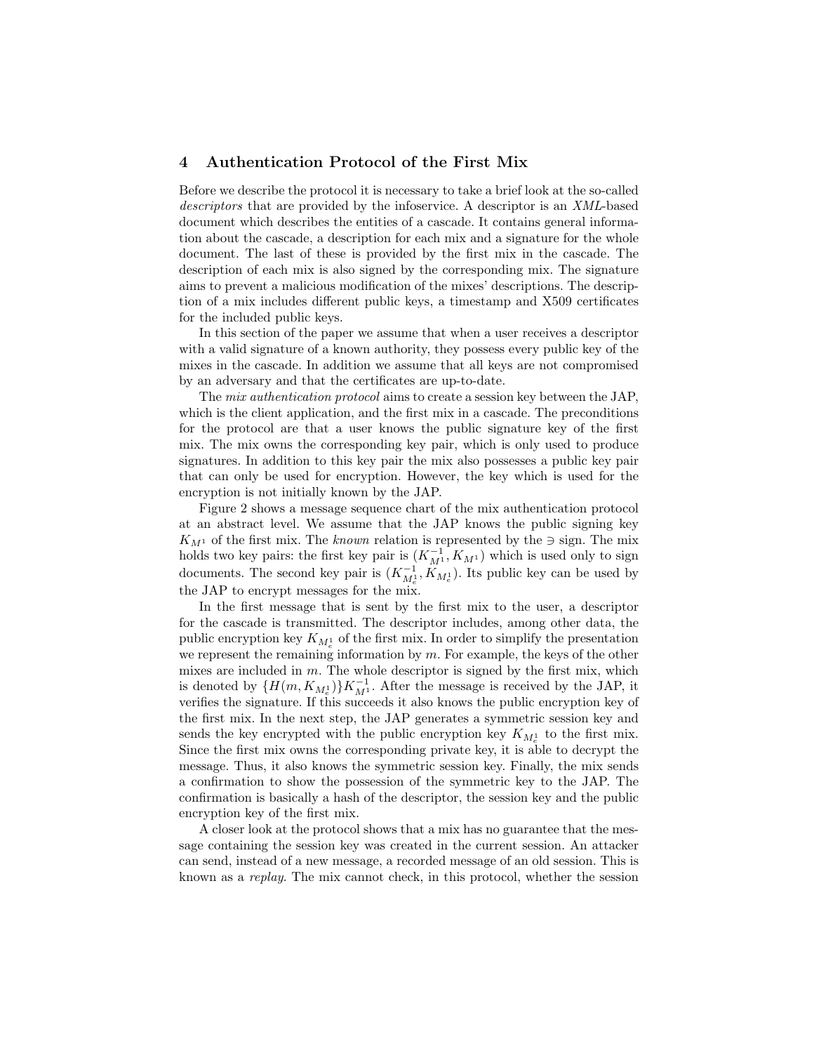## 4 Authentication Protocol of the First Mix

Before we describe the protocol it is necessary to take a brief look at the so-called *descriptors* that are provided by the infoservice. A descriptor is an *XML*-based document which describes the entities of a cascade. It contains general information about the cascade, a description for each mix and a signature for the whole document. The last of these is provided by the first mix in the cascade. The description of each mix is also signed by the corresponding mix. The signature aims to prevent a malicious modification of the mixes' descriptions. The description of a mix includes different public keys, a timestamp and X509 certificates for the included public keys.

In this section of the paper we assume that when a user receives a descriptor with a valid signature of a known authority, they possess every public key of the mixes in the cascade. In addition we assume that all keys are not compromised by an adversary and that the certificates are up-to-date.

The *mix authentication protocol* aims to create a session key between the JAP, which is the client application, and the first mix in a cascade. The preconditions for the protocol are that a user knows the public signature key of the first mix. The mix owns the corresponding key pair, which is only used to produce signatures. In addition to this key pair the mix also possesses a public key pair that can only be used for encryption. However, the key which is used for the encryption is not initially known by the JAP.

Figure 2 shows a message sequence chart of the mix authentication protocol at an abstract level. We assume that the JAP knows the public signing key $K_{M^1}$ of the first mix. The *known* relation is represented by the $\ni$ sign. The mix holds two key pairs: the first key pair is $(K_{M^1}^{-1}, K_{M^1})$ which is used only to sign documents. The second key pair is $(K_{M_e^1}^{-1}, K_{M_e^1})$. Its public key can be used by the JAP to encrypt messages for the mix.

In the first message that is sent by the first mix to the user, a descriptor for the cascade is transmitted. The descriptor includes, among other data, the public encryption key $K_{M_e^1}$ of the first mix. In order to simplify the presentation we represent the remaining information by $m$. For example, the keys of the other mixes are included in $m$. The whole descriptor is signed by the first mix, which is denoted by $\{H(m, K_{M_e^1})\}K_{M^1}^{-1}$. After the message is received by the JAP, it verifies the signature. If this succeeds it also knows the public encryption key of the first mix. In the next step, the JAP generates a symmetric session key and sends the key encrypted with the public encryption key $K_{M_e^1}$ to the first mix. Since the first mix owns the corresponding private key, it is able to decrypt the message. Thus, it also knows the symmetric session key. Finally, the mix sends a confirmation to show the possession of the symmetric key to the JAP. The confirmation is basically a hash of the descriptor, the session key and the public encryption key of the first mix.

A closer look at the protocol shows that a mix has no guarantee that the message containing the session key was created in the current session. An attacker can send, instead of a new message, a recorded message of an old session. This is known as a *replay*. The mix cannot check, in this protocol, whether the session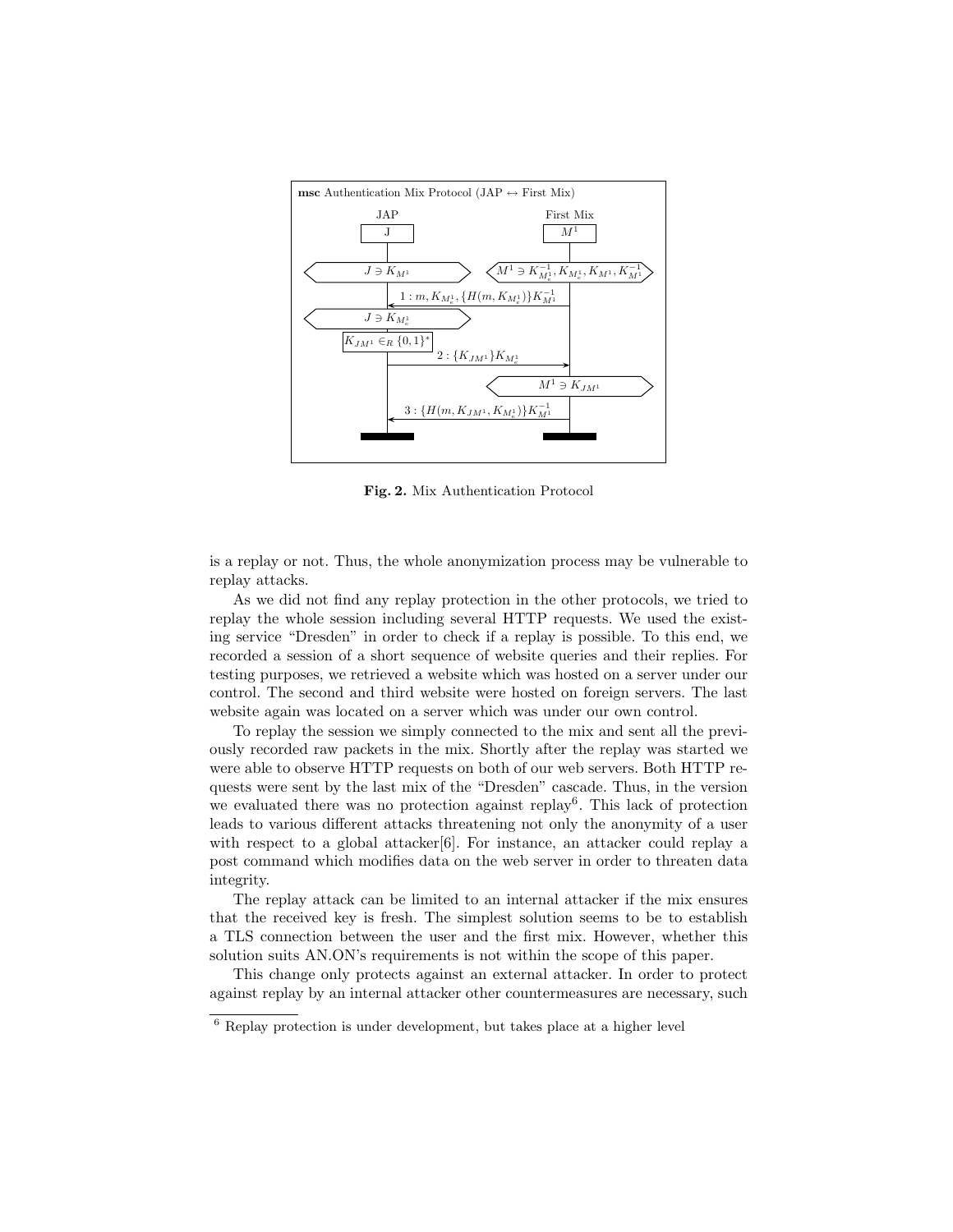**msc** Authentication Mix Protocol (JAP ↔ First Mix)

JAP

J

First Mix

$M^1$

$J \ni K_{M^1}$

$M^1 \ni K^{-1}_{M^1_e}, K_{M^1_e}, K_{M^1}, K^{-1}_{M^1}$

$1 : m, K_{M^1_e}, \{H(m, K_{M^1_e})\}K^{-1}_{M^1}$

$J \ni K_{M^1_e}$

$K_{JM^1} \in_R \{0,1\}^*$

$2 : \{K_{JM^1}\}K_{M^1_e}$

$M^1 \ni K_{JM^1}$

$3 : \{H(m, K_{JM^1}, K_{M^1_e})\}K^{-1}_{M^1}$

**Fig. 2.** Mix Authentication Protocol

is a replay or not. Thus, the whole anonymization process may be vulnerable to replay attacks.

As we did not find any replay protection in the other protocols, we tried to replay the whole session including several HTTP requests. We used the existing service "Dresden" in order to check if a replay is possible. To this end, we recorded a session of a short sequence of website queries and their replies. For testing purposes, we retrieved a website which was hosted on a server under our control. The second and third website were hosted on foreign servers. The last website again was located on a server which was under our own control.

To replay the session we simply connected to the mix and sent all the previously recorded raw packets in the mix. Shortly after the replay was started we were able to observe HTTP requests on both of our web servers. Both HTTP requests were sent by the last mix of the "Dresden" cascade. Thus, in the version we evaluated there was no protection against replay[6]. This lack of protection leads to various different attacks threatening not only the anonymity of a user with respect to a global attacker[6]. For instance, an attacker could replay a post command which modifies data on the web server in order to threaten data integrity.

The replay attack can be limited to an internal attacker if the mix ensures that the received key is fresh. The simplest solution seems to be to establish a TLS connection between the user and the first mix. However, whether this solution suits AN.ON's requirements is not within the scope of this paper.

This change only protects against an external attacker. In order to protect against replay by an internal attacker other countermeasures are necessary, such

[6] Replay protection is under development, but takes place at a higher level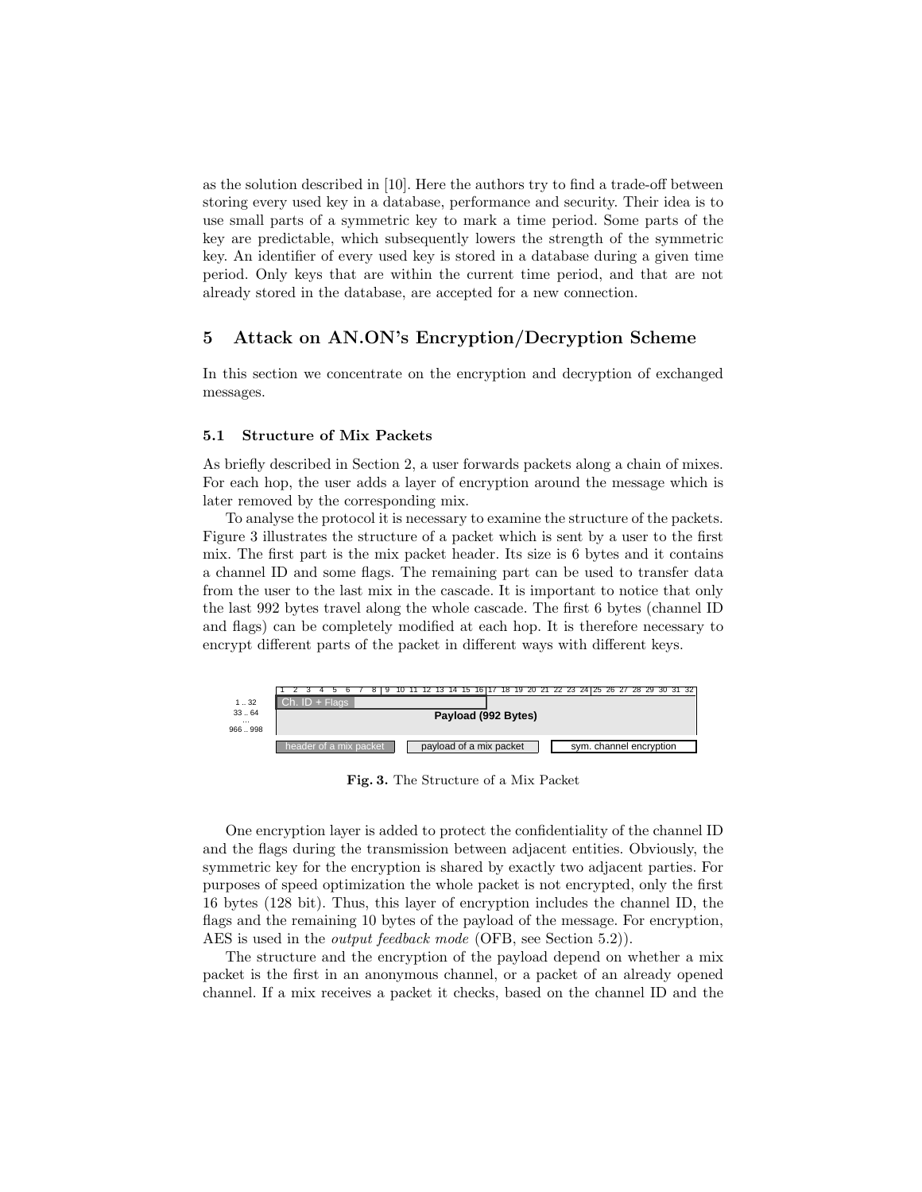as the solution described in [10]. Here the authors try to find a trade-off between storing every used key in a database, performance and security. Their idea is to use small parts of a symmetric key to mark a time period. Some parts of the key are predictable, which subsequently lowers the strength of the symmetric key. An identifier of every used key is stored in a database during a given time period. Only keys that are within the current time period, and that are not already stored in the database, are accepted for a new connection.

## 5 Attack on AN.ON's Encryption/Decryption Scheme

In this section we concentrate on the encryption and decryption of exchanged messages.

### 5.1 Structure of Mix Packets

As briefly described in Section 2, a user forwards packets along a chain of mixes. For each hop, the user adds a layer of encryption around the message which is later removed by the corresponding mix.

To analyse the protocol it is necessary to examine the structure of the packets. Figure 3 illustrates the structure of a packet which is sent by a user to the first mix. The first part is the mix packet header. Its size is 6 bytes and it contains a channel ID and some flags. The remaining part can be used to transfer data from the user to the last mix in the cascade. It is important to notice that only the last 992 bytes travel along the whole cascade. The first 6 bytes (channel ID and flags) can be completely modified at each hop. It is therefore necessary to encrypt different parts of the packet in different ways with different keys.

1 2 3 4 5 6 7 8 9 10 11 12 13 14 15 16 17 18 19 20 21 22 23 24 25 26 27 28 29 30 31 32

1 .. 32 — Ch. ID + Flags

33 .. 64 ... 966 .. 998 — Payload (992 Bytes)

header of a mix packet | payload of a mix packet | sym. channel encryption

**Fig. 3.** The Structure of a Mix Packet

One encryption layer is added to protect the confidentiality of the channel ID and the flags during the transmission between adjacent entities. Obviously, the symmetric key for the encryption is shared by exactly two adjacent parties. For purposes of speed optimization the whole packet is not encrypted, only the first 16 bytes (128 bit). Thus, this layer of encryption includes the channel ID, the flags and the remaining 10 bytes of the payload of the message. For encryption, AES is used in the *output feedback mode* (OFB, see Section 5.2)).

The structure and the encryption of the payload depend on whether a mix packet is the first in an anonymous channel, or a packet of an already opened channel. If a mix receives a packet it checks, based on the channel ID and the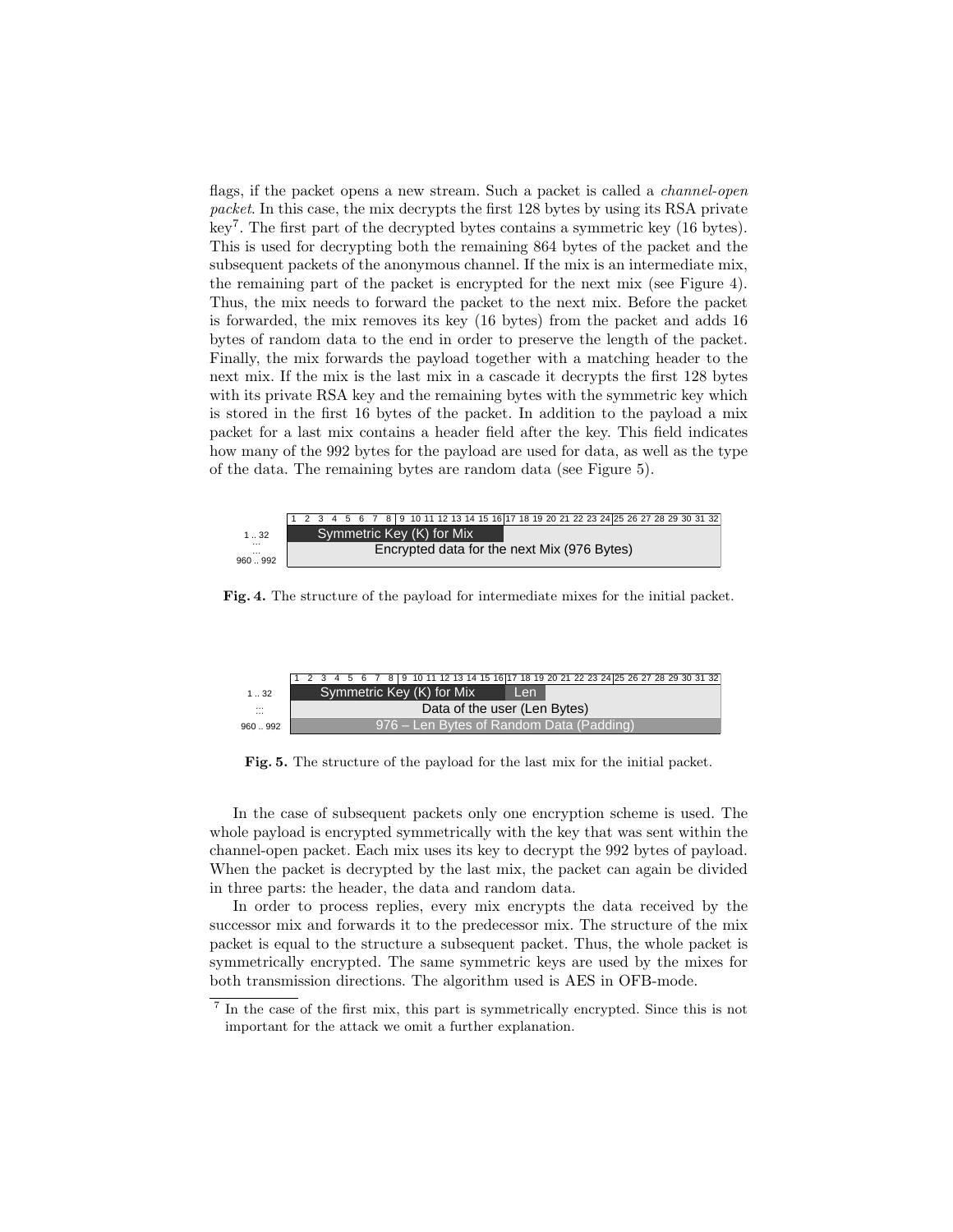flags, if the packet opens a new stream. Such a packet is called a *channel-open packet*. In this case, the mix decrypts the first 128 bytes by using its RSA private key[7]. The first part of the decrypted bytes contains a symmetric key (16 bytes). This is used for decrypting both the remaining 864 bytes of the packet and the subsequent packets of the anonymous channel. If the mix is an intermediate mix, the remaining part of the packet is encrypted for the next mix (see Figure 4). Thus, the mix needs to forward the packet to the next mix. Before the packet is forwarded, the mix removes its key (16 bytes) from the packet and adds 16 bytes of random data to the end in order to preserve the length of the packet. Finally, the mix forwards the payload together with a matching header to the next mix. If the mix is the last mix in a cascade it decrypts the first 128 bytes with its private RSA key and the remaining bytes with the symmetric key which is stored in the first 16 bytes of the packet. In addition to the payload a mix packet for a last mix contains a header field after the key. This field indicates how many of the 992 bytes for the payload are used for data, as well as the type of the data. The remaining bytes are random data (see Figure 5).

| | 1 2 3 4 5 6 7 8 | 9 10 11 12 13 14 15 16 | 17 18 19 20 21 22 23 24 | 25 26 27 28 29 30 31 32 |
|---|---|---|---|---|
| 1 .. 32 | Symmetric Key (K) for Mix | | | |
| ... | Encrypted data for the next Mix (976 Bytes) | | | |
| 960 .. 992 | | | | |

**Fig. 4.** The structure of the payload for intermediate mixes for the initial packet.

| | 1 2 3 4 5 6 7 8 | 9 10 11 12 13 14 15 16 | 17 18 19 20 21 22 23 24 | 25 26 27 28 29 30 31 32 |
|---|---|---|---|---|
| 1 .. 32 | Symmetric Key (K) for Mix | | Len | |
| ::: | Data of the user (Len Bytes) | | | |
| 960 .. 992 | 976 – Len Bytes of Random Data (Padding) | | | |

**Fig. 5.** The structure of the payload for the last mix for the initial packet.

In the case of subsequent packets only one encryption scheme is used. The whole payload is encrypted symmetrically with the key that was sent within the channel-open packet. Each mix uses its key to decrypt the 992 bytes of payload. When the packet is decrypted by the last mix, the packet can again be divided in three parts: the header, the data and random data.

In order to process replies, every mix encrypts the data received by the successor mix and forwards it to the predecessor mix. The structure of the mix packet is equal to the structure a subsequent packet. Thus, the whole packet is symmetrically encrypted. The same symmetric keys are used by the mixes for both transmission directions. The algorithm used is AES in OFB-mode.

[7] In the case of the first mix, this part is symmetrically encrypted. Since this is not important for the attack we omit a further explanation.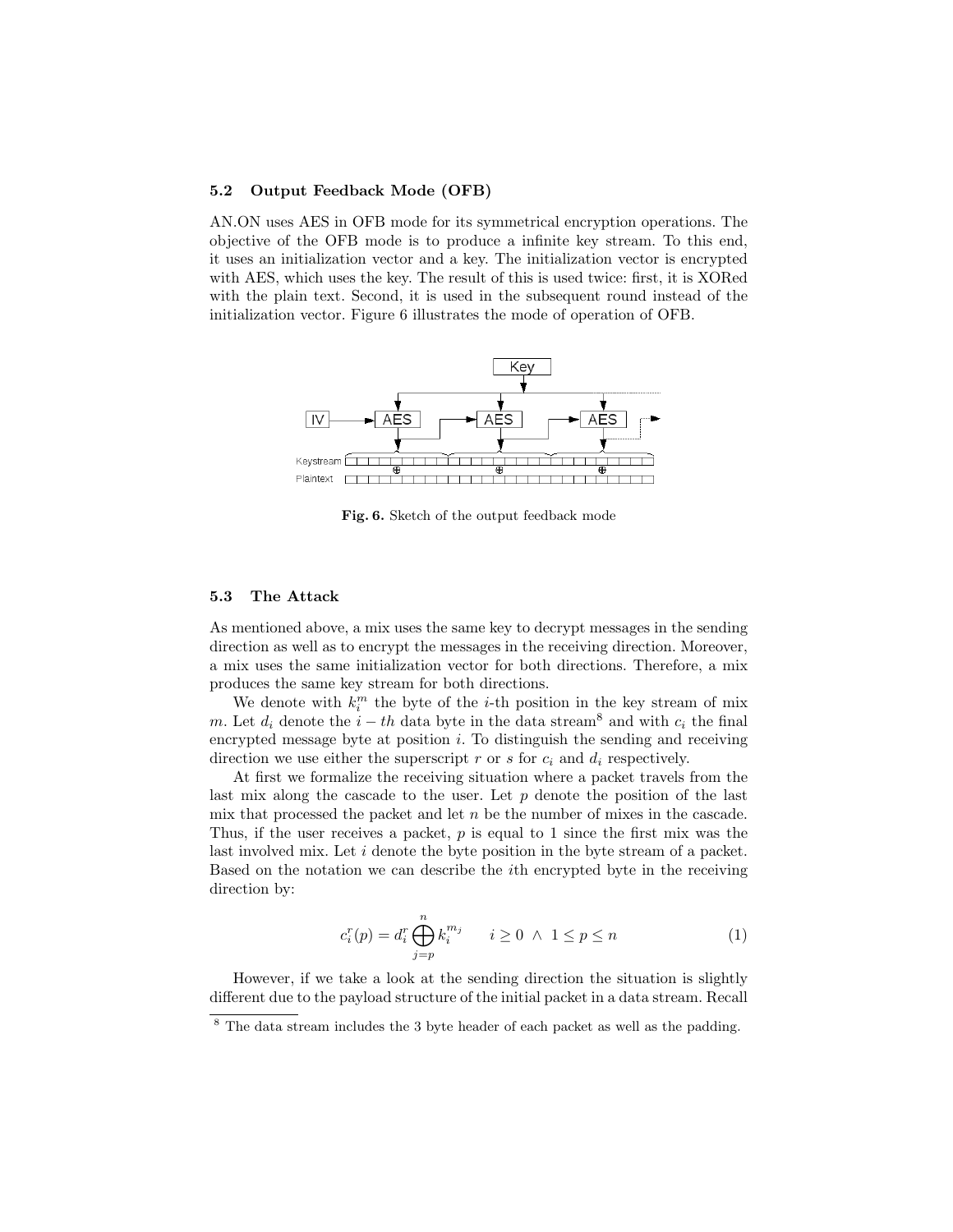### 5.2 Output Feedback Mode (OFB)

AN.ON uses AES in OFB mode for its symmetrical encryption operations. The objective of the OFB mode is to produce a infinite key stream. To this end, it uses an initialization vector and a key. The initialization vector is encrypted with AES, which uses the key. The result of this is used twice: first, it is XORed with the plain text. Second, it is used in the subsequent round instead of the initialization vector. Figure 6 illustrates the mode of operation of OFB.

**Fig. 6.** Sketch of the output feedback mode

### 5.3 The Attack

As mentioned above, a mix uses the same key to decrypt messages in the sending direction as well as to encrypt the messages in the receiving direction. Moreover, a mix uses the same initialization vector for both directions. Therefore, a mix produces the same key stream for both directions.

We denote with $k_i^m$ the byte of the $i$-th position in the key stream of mix $m$. Let $d_i$ denote the $i-th$ data byte in the data stream[8] and with $c_i$ the final encrypted message byte at position $i$. To distinguish the sending and receiving direction we use either the superscript $r$ or $s$ for $c_i$ and $d_i$ respectively.

At first we formalize the receiving situation where a packet travels from the last mix along the cascade to the user. Let $p$ denote the position of the last mix that processed the packet and let $n$ be the number of mixes in the cascade. Thus, if the user receives a packet, $p$ is equal to 1 since the first mix was the last involved mix. Let $i$ denote the byte position in the byte stream of a packet. Based on the notation we can describe the $i$th encrypted byte in the receiving direction by:

$$c_i^r(p) = d_i^r \bigoplus_{j=p}^{n} k_i^{m_j} \qquad i \geq 0 \ \wedge \ 1 \leq p \leq n \tag{1}$$

However, if we take a look at the sending direction the situation is slightly different due to the payload structure of the initial packet in a data stream. Recall

[8] The data stream includes the 3 byte header of each packet as well as the padding.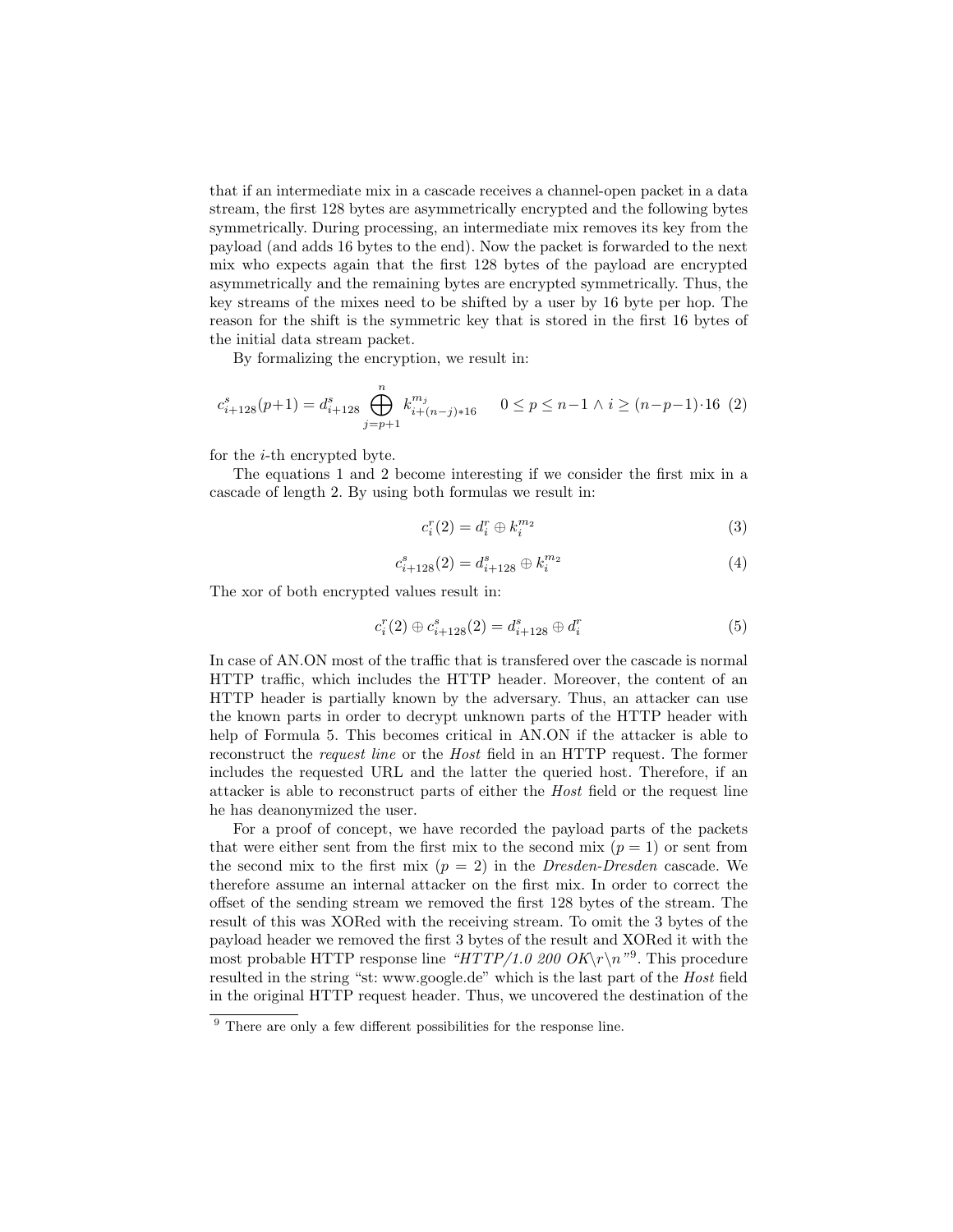that if an intermediate mix in a cascade receives a channel-open packet in a data stream, the first 128 bytes are asymmetrically encrypted and the following bytes symmetrically. During processing, an intermediate mix removes its key from the payload (and adds 16 bytes to the end). Now the packet is forwarded to the next mix who expects again that the first 128 bytes of the payload are encrypted asymmetrically and the remaining bytes are encrypted symmetrically. Thus, the key streams of the mixes need to be shifted by a user by 16 byte per hop. The reason for the shift is the symmetric key that is stored in the first 16 bytes of the initial data stream packet.

By formalizing the encryption, we result in:

$$c^s_{i+128}(p+1) = d^s_{i+128} \bigoplus_{j=p+1}^{n} k^{m_j}_{i+(n-j)*16} \qquad 0 \le p \le n-1 \land i \ge (n-p-1)\cdot 16 \quad (2)$$

for the $i$-th encrypted byte.

The equations 1 and 2 become interesting if we consider the first mix in a cascade of length 2. By using both formulas we result in:

$$c^r_i(2) = d^r_i \oplus k^{m_2}_i \quad (3)$$

$$c^s_{i+128}(2) = d^s_{i+128} \oplus k^{m_2}_i \quad (4)$$

The xor of both encrypted values result in:

$$c^r_i(2) \oplus c^s_{i+128}(2) = d^s_{i+128} \oplus d^r_i \quad (5)$$

In case of AN.ON most of the traffic that is transfered over the cascade is normal HTTP traffic, which includes the HTTP header. Moreover, the content of an HTTP header is partially known by the adversary. Thus, an attacker can use the known parts in order to decrypt unknown parts of the HTTP header with help of Formula 5. This becomes critical in AN.ON if the attacker is able to reconstruct the *request line* or the *Host* field in an HTTP request. The former includes the requested URL and the latter the queried host. Therefore, if an attacker is able to reconstruct parts of either the *Host* field or the request line he has deanonymized the user.

For a proof of concept, we have recorded the payload parts of the packets that were either sent from the first mix to the second mix ($p = 1$) or sent from the second mix to the first mix ($p = 2$) in the *Dresden-Dresden* cascade. We therefore assume an internal attacker on the first mix. In order to correct the offset of the sending stream we removed the first 128 bytes of the stream. The result of this was XORed with the receiving stream. To omit the 3 bytes of the payload header we removed the first 3 bytes of the result and XORed it with the most probable HTTP response line *"HTTP/1.0 200 OK\r\n"*[9]. This procedure resulted in the string "st: www.google.de" which is the last part of the *Host* field in the original HTTP request header. Thus, we uncovered the destination of the

[9] There are only a few different possibilities for the response line.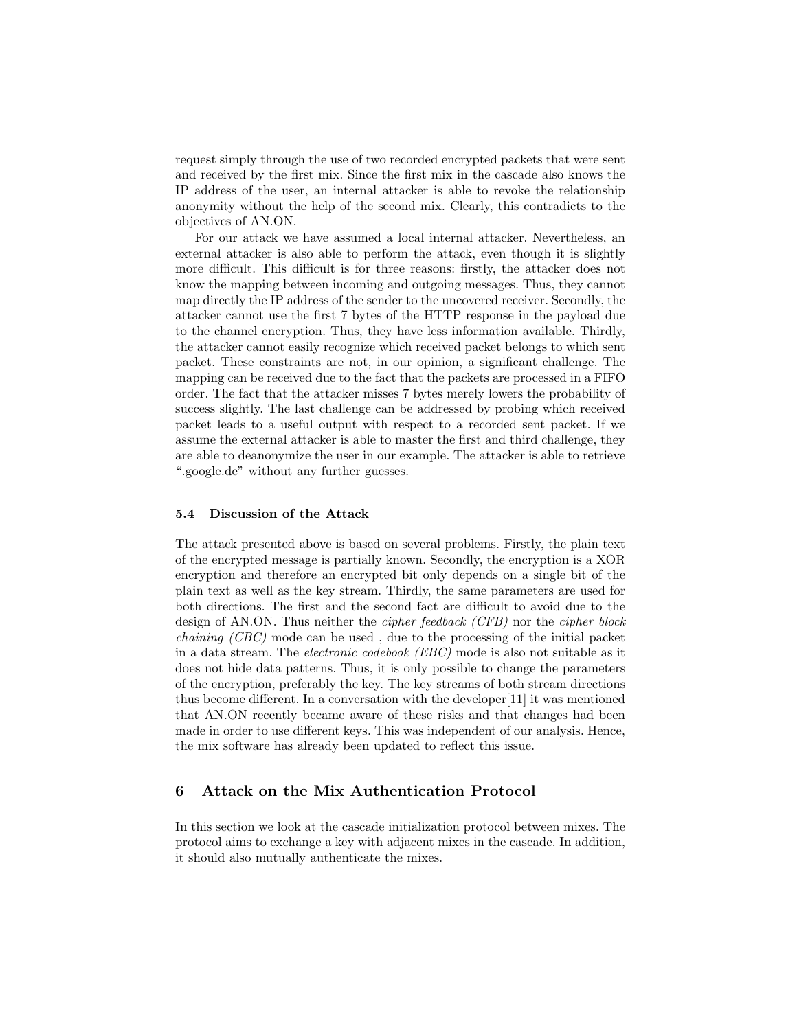request simply through the use of two recorded encrypted packets that were sent and received by the first mix. Since the first mix in the cascade also knows the IP address of the user, an internal attacker is able to revoke the relationship anonymity without the help of the second mix. Clearly, this contradicts to the objectives of AN.ON.

For our attack we have assumed a local internal attacker. Nevertheless, an external attacker is also able to perform the attack, even though it is slightly more difficult. This difficult is for three reasons: firstly, the attacker does not know the mapping between incoming and outgoing messages. Thus, they cannot map directly the IP address of the sender to the uncovered receiver. Secondly, the attacker cannot use the first 7 bytes of the HTTP response in the payload due to the channel encryption. Thus, they have less information available. Thirdly, the attacker cannot easily recognize which received packet belongs to which sent packet. These constraints are not, in our opinion, a significant challenge. The mapping can be received due to the fact that the packets are processed in a FIFO order. The fact that the attacker misses 7 bytes merely lowers the probability of success slightly. The last challenge can be addressed by probing which received packet leads to a useful output with respect to a recorded sent packet. If we assume the external attacker is able to master the first and third challenge, they are able to deanonymize the user in our example. The attacker is able to retrieve ".google.de" without any further guesses.

### 5.4 Discussion of the Attack

The attack presented above is based on several problems. Firstly, the plain text of the encrypted message is partially known. Secondly, the encryption is a XOR encryption and therefore an encrypted bit only depends on a single bit of the plain text as well as the key stream. Thirdly, the same parameters are used for both directions. The first and the second fact are difficult to avoid due to the design of AN.ON. Thus neither the *cipher feedback (CFB)* nor the *cipher block chaining (CBC)* mode can be used , due to the processing of the initial packet in a data stream. The *electronic codebook (EBC)* mode is also not suitable as it does not hide data patterns. Thus, it is only possible to change the parameters of the encryption, preferably the key. The key streams of both stream directions thus become different. In a conversation with the developer[11] it was mentioned that AN.ON recently became aware of these risks and that changes had been made in order to use different keys. This was independent of our analysis. Hence, the mix software has already been updated to reflect this issue.

## 6 Attack on the Mix Authentication Protocol

In this section we look at the cascade initialization protocol between mixes. The protocol aims to exchange a key with adjacent mixes in the cascade. In addition, it should also mutually authenticate the mixes.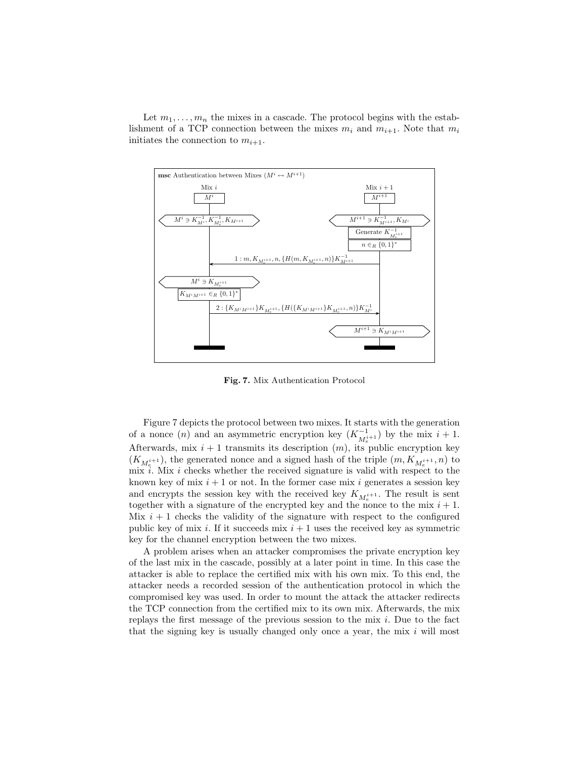Let $m_1, \ldots, m_n$ the mixes in a cascade. The protocol begins with the establishment of a TCP connection between the mixes $m_i$ and $m_{i+1}$. Note that $m_i$ initiates the connection to $m_{i+1}$.

**msc** Authentication between Mixes ($M^i \leftrightarrow M^{i+1}$)

| Mix $i$ | | Mix $i+1$ |
|---|---|---|
| $M^i$ | | $M^{i+1}$ |
| $M^i \ni K^{-1}_{M^i}, K^{-1}_{M^i_e}, K_{M^{i+1}}$ | | $M^{i+1} \ni K^{-1}_{M^{i+1}}, K_{M^i}$ |
| | | Generate $K^{-1}_{M^{i+1}_e}$ |
| | | $n \in_R \{0,1\}^*$ |
| | $\leftarrow$ $1 : m, K_{M^{i+1}_e}, n, \{H(m, K_{M^{i+1}_e}, n)\}K^{-1}_{M^{i+1}}$ | |
| $M^i \ni K_{M^{i+1}_e}$ | | |
| $K_{M^i M^{i+1}} \in_R \{0,1\}^*$ | | |
| | $2 : \{K_{M^i M^{i+1}}\}K_{M^{i+1}_e}, \{H(\{K_{M^i M^{i+1}}\}K_{M^{i+1}_e}, n)\}K^{-1}_{M^i}$ $\rightarrow$ | |
| | | $M^{i+1} \ni K_{M^i M^{i+1}}$ |

**Fig. 7.** Mix Authentication Protocol

Figure 7 depicts the protocol between two mixes. It starts with the generation of a nonce ($n$) and an asymmetric encryption key ($K^{-1}_{M^{i+1}_e}$) by the mix $i+1$. Afterwards, mix $i+1$ transmits its description ($m$), its public encryption key ($K_{M^{i+1}_e}$), the generated nonce and a signed hash of the triple $(m, K_{M^{i+1}_e}, n)$ to mix $i$. Mix $i$ checks whether the received signature is valid with respect to the known key of mix $i+1$ or not. In the former case mix $i$ generates a session key and encrypts the session key with the received key $K_{M^{i+1}_e}$. The result is sent together with a signature of the encrypted key and the nonce to the mix $i+1$. Mix $i+1$ checks the validity of the signature with respect to the configured public key of mix $i$. If it succeeds mix $i+1$ uses the received key as symmetric key for the channel encryption between the two mixes.

A problem arises when an attacker compromises the private encryption key of the last mix in the cascade, possibly at a later point in time. In this case the attacker is able to replace the certified mix with his own mix. To this end, the attacker needs a recorded session of the authentication protocol in which the compromised key was used. In order to mount the attack the attacker redirects the TCP connection from the certified mix to its own mix. Afterwards, the mix replays the first message of the previous session to the mix $i$. Due to the fact that the signing key is usually changed only once a year, the mix $i$ will most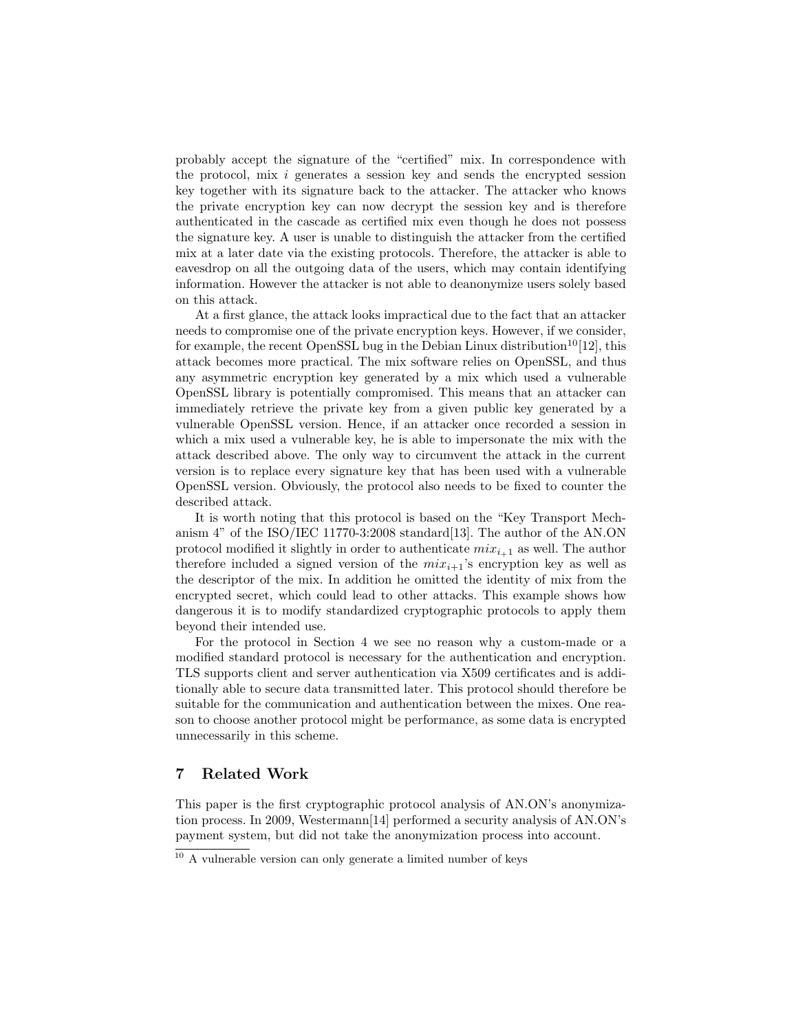probably accept the signature of the "certified" mix. In correspondence with the protocol, mix $i$ generates a session key and sends the encrypted session key together with its signature back to the attacker. The attacker who knows the private encryption key can now decrypt the session key and is therefore authenticated in the cascade as certified mix even though he does not possess the signature key. A user is unable to distinguish the attacker from the certified mix at a later date via the existing protocols. Therefore, the attacker is able to eavesdrop on all the outgoing data of the users, which may contain identifying information. However the attacker is not able to deanonymize users solely based on this attack.

At a first glance, the attack looks impractical due to the fact that an attacker needs to compromise one of the private encryption keys. However, if we consider, for example, the recent OpenSSL bug in the Debian Linux distribution[10][12], this attack becomes more practical. The mix software relies on OpenSSL, and thus any asymmetric encryption key generated by a mix which used a vulnerable OpenSSL library is potentially compromised. This means that an attacker can immediately retrieve the private key from a given public key generated by a vulnerable OpenSSL version. Hence, if an attacker once recorded a session in which a mix used a vulnerable key, he is able to impersonate the mix with the attack described above. The only way to circumvent the attack in the current version is to replace every signature key that has been used with a vulnerable OpenSSL version. Obviously, the protocol also needs to be fixed to counter the described attack.

It is worth noting that this protocol is based on the "Key Transport Mechanism 4" of the ISO/IEC 11770-3:2008 standard[13]. The author of the AN.ON protocol modified it slightly in order to authenticate $mix_{i_+1}$ as well. The author therefore included a signed version of the $mix_{i+1}$'s encryption key as well as the descriptor of the mix. In addition he omitted the identity of mix from the encrypted secret, which could lead to other attacks. This example shows how dangerous it is to modify standardized cryptographic protocols to apply them beyond their intended use.

For the protocol in Section 4 we see no reason why a custom-made or a modified standard protocol is necessary for the authentication and encryption. TLS supports client and server authentication via X509 certificates and is additionally able to secure data transmitted later. This protocol should therefore be suitable for the communication and authentication between the mixes. One reason to choose another protocol might be performance, as some data is encrypted unnecessarily in this scheme.

## 7 Related Work

This paper is the first cryptographic protocol analysis of AN.ON's anonymization process. In 2009, Westermann[14] performed a security analysis of AN.ON's payment system, but did not take the anonymization process into account.

---

[10] A vulnerable version can only generate a limited number of keys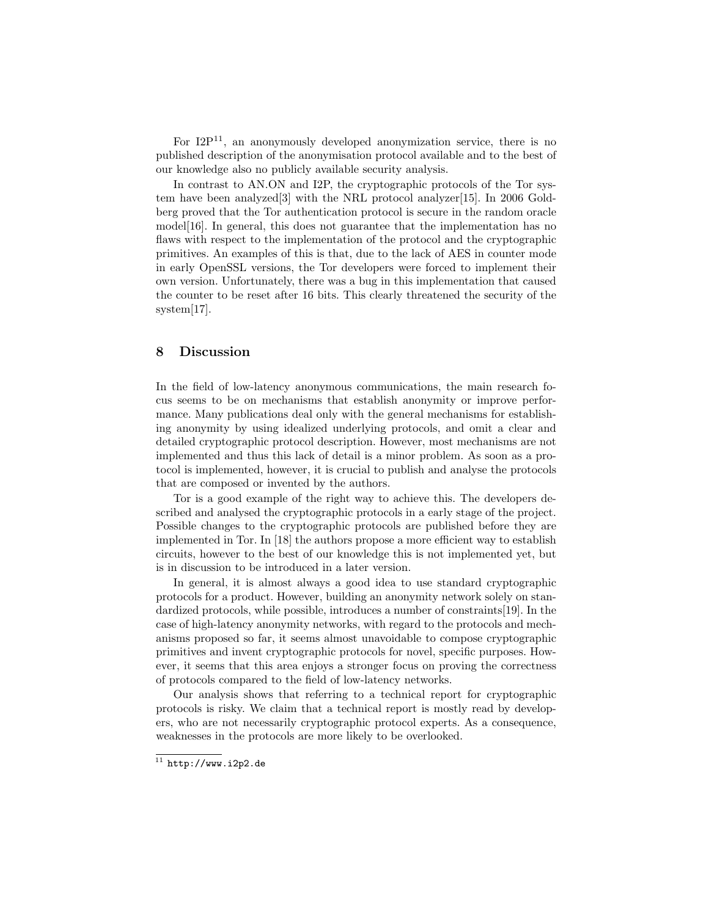For I2P[11], an anonymously developed anonymization service, there is no published description of the anonymisation protocol available and to the best of our knowledge also no publicly available security analysis.

In contrast to AN.ON and I2P, the cryptographic protocols of the Tor system have been analyzed[3] with the NRL protocol analyzer[15]. In 2006 Goldberg proved that the Tor authentication protocol is secure in the random oracle model[16]. In general, this does not guarantee that the implementation has no flaws with respect to the implementation of the protocol and the cryptographic primitives. An examples of this is that, due to the lack of AES in counter mode in early OpenSSL versions, the Tor developers were forced to implement their own version. Unfortunately, there was a bug in this implementation that caused the counter to be reset after 16 bits. This clearly threatened the security of the system[17].

## 8 Discussion

In the field of low-latency anonymous communications, the main research focus seems to be on mechanisms that establish anonymity or improve performance. Many publications deal only with the general mechanisms for establishing anonymity by using idealized underlying protocols, and omit a clear and detailed cryptographic protocol description. However, most mechanisms are not implemented and thus this lack of detail is a minor problem. As soon as a protocol is implemented, however, it is crucial to publish and analyse the protocols that are composed or invented by the authors.

Tor is a good example of the right way to achieve this. The developers described and analysed the cryptographic protocols in a early stage of the project. Possible changes to the cryptographic protocols are published before they are implemented in Tor. In [18] the authors propose a more efficient way to establish circuits, however to the best of our knowledge this is not implemented yet, but is in discussion to be introduced in a later version.

In general, it is almost always a good idea to use standard cryptographic protocols for a product. However, building an anonymity network solely on standardized protocols, while possible, introduces a number of constraints[19]. In the case of high-latency anonymity networks, with regard to the protocols and mechanisms proposed so far, it seems almost unavoidable to compose cryptographic primitives and invent cryptographic protocols for novel, specific purposes. However, it seems that this area enjoys a stronger focus on proving the correctness of protocols compared to the field of low-latency networks.

Our analysis shows that referring to a technical report for cryptographic protocols is risky. We claim that a technical report is mostly read by developers, who are not necessarily cryptographic protocol experts. As a consequence, weaknesses in the protocols are more likely to be overlooked.

[11] http://www.i2p2.de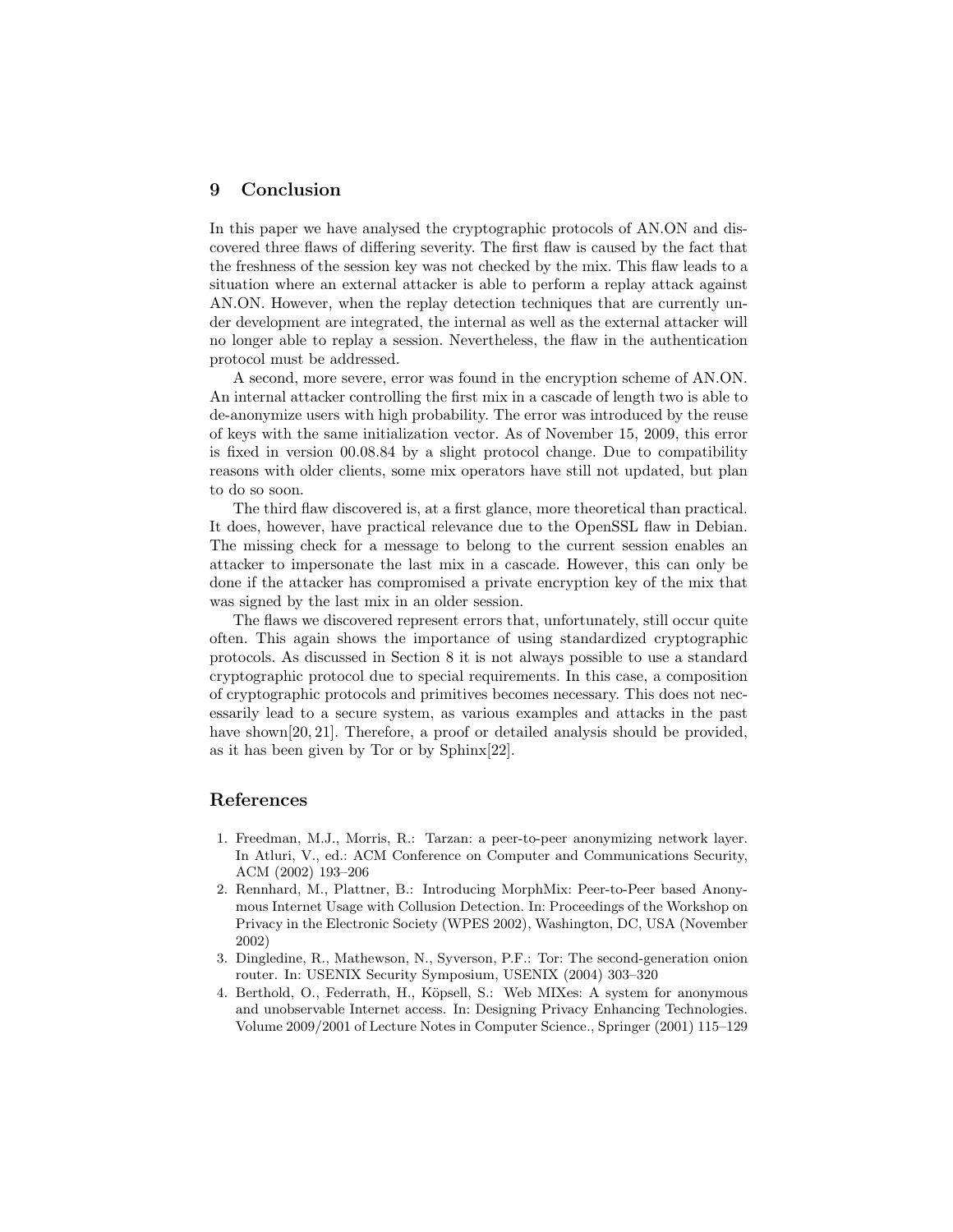## 9 Conclusion

In this paper we have analysed the cryptographic protocols of AN.ON and discovered three flaws of differing severity. The first flaw is caused by the fact that the freshness of the session key was not checked by the mix. This flaw leads to a situation where an external attacker is able to perform a replay attack against AN.ON. However, when the replay detection techniques that are currently under development are integrated, the internal as well as the external attacker will no longer able to replay a session. Nevertheless, the flaw in the authentication protocol must be addressed.

A second, more severe, error was found in the encryption scheme of AN.ON. An internal attacker controlling the first mix in a cascade of length two is able to de-anonymize users with high probability. The error was introduced by the reuse of keys with the same initialization vector. As of November 15, 2009, this error is fixed in version 00.08.84 by a slight protocol change. Due to compatibility reasons with older clients, some mix operators have still not updated, but plan to do so soon.

The third flaw discovered is, at a first glance, more theoretical than practical. It does, however, have practical relevance due to the OpenSSL flaw in Debian. The missing check for a message to belong to the current session enables an attacker to impersonate the last mix in a cascade. However, this can only be done if the attacker has compromised a private encryption key of the mix that was signed by the last mix in an older session.

The flaws we discovered represent errors that, unfortunately, still occur quite often. This again shows the importance of using standardized cryptographic protocols. As discussed in Section 8 it is not always possible to use a standard cryptographic protocol due to special requirements. In this case, a composition of cryptographic protocols and primitives becomes necessary. This does not necessarily lead to a secure system, as various examples and attacks in the past have shown[20, 21]. Therefore, a proof or detailed analysis should be provided, as it has been given by Tor or by Sphinx[22].

## References

1. Freedman, M.J., Morris, R.: Tarzan: a peer-to-peer anonymizing network layer. In Atluri, V., ed.: ACM Conference on Computer and Communications Security, ACM (2002) 193–206
2. Rennhard, M., Plattner, B.: Introducing MorphMix: Peer-to-Peer based Anonymous Internet Usage with Collusion Detection. In: Proceedings of the Workshop on Privacy in the Electronic Society (WPES 2002), Washington, DC, USA (November 2002)
3. Dingledine, R., Mathewson, N., Syverson, P.F.: Tor: The second-generation onion router. In: USENIX Security Symposium, USENIX (2004) 303–320
4. Berthold, O., Federrath, H., Köpsell, S.: Web MIXes: A system for anonymous and unobservable Internet access. In: Designing Privacy Enhancing Technologies. Volume 2009/2001 of Lecture Notes in Computer Science., Springer (2001) 115–129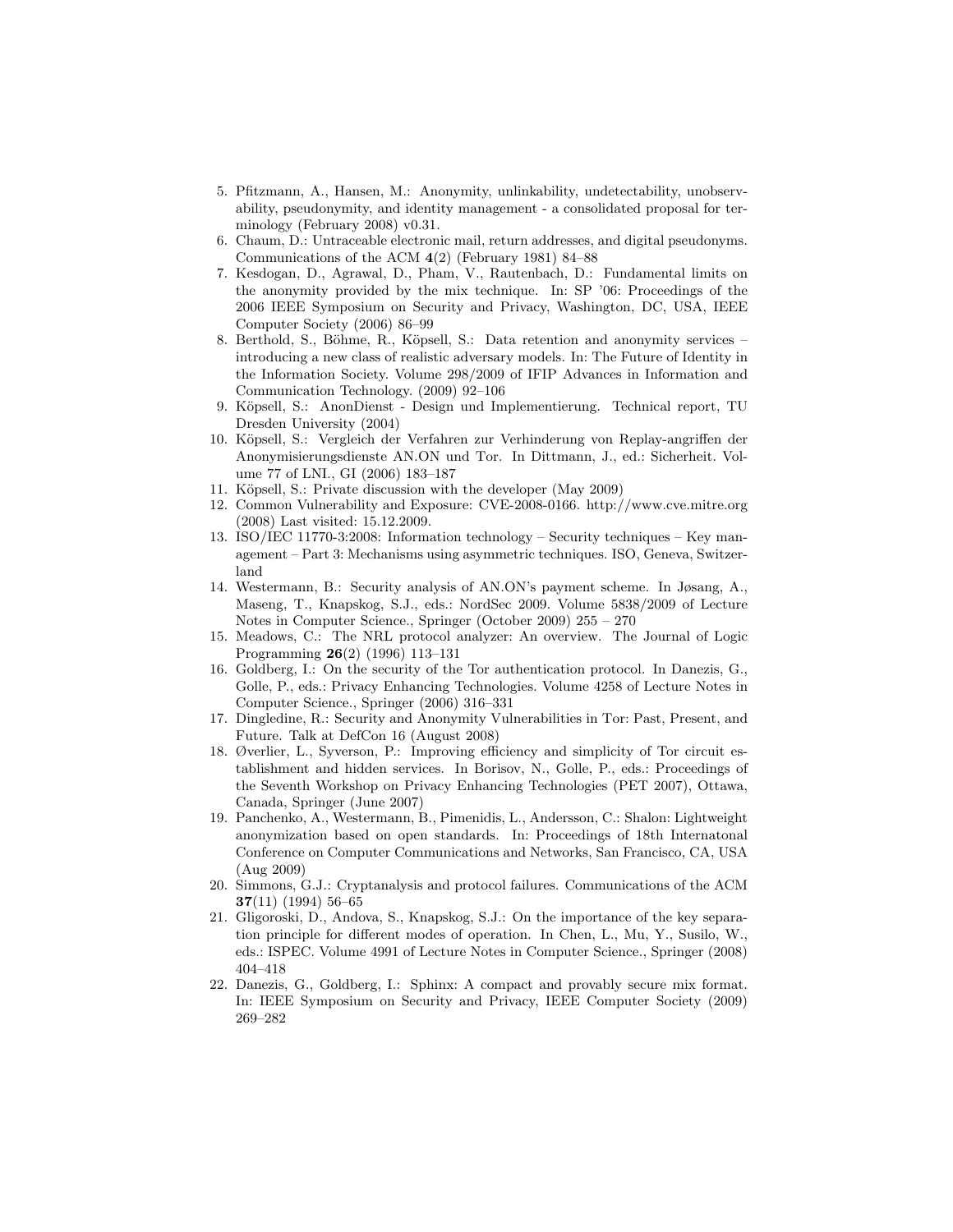5. Pfitzmann, A., Hansen, M.: Anonymity, unlinkability, undetectability, unobservability, pseudonymity, and identity management - a consolidated proposal for terminology (February 2008) v0.31.
6. Chaum, D.: Untraceable electronic mail, return addresses, and digital pseudonyms. Communications of the ACM **4**(2) (February 1981) 84–88
7. Kesdogan, D., Agrawal, D., Pham, V., Rautenbach, D.: Fundamental limits on the anonymity provided by the mix technique. In: SP '06: Proceedings of the 2006 IEEE Symposium on Security and Privacy, Washington, DC, USA, IEEE Computer Society (2006) 86–99
8. Berthold, S., Böhme, R., Köpsell, S.: Data retention and anonymity services – introducing a new class of realistic adversary models. In: The Future of Identity in the Information Society. Volume 298/2009 of IFIP Advances in Information and Communication Technology. (2009) 92–106
9. Köpsell, S.: AnonDienst - Design und Implementierung. Technical report, TU Dresden University (2004)
10. Köpsell, S.: Vergleich der Verfahren zur Verhinderung von Replay-angriffen der Anonymisierungsdienste AN.ON und Tor. In Dittmann, J., ed.: Sicherheit. Volume 77 of LNI., GI (2006) 183–187
11. Köpsell, S.: Private discussion with the developer (May 2009)
12. Common Vulnerability and Exposure: CVE-2008-0166. http://www.cve.mitre.org (2008) Last visited: 15.12.2009.
13. ISO/IEC 11770-3:2008: Information technology – Security techniques – Key management – Part 3: Mechanisms using asymmetric techniques. ISO, Geneva, Switzerland
14. Westermann, B.: Security analysis of AN.ON's payment scheme. In Jøsang, A., Maseng, T., Knapskog, S.J., eds.: NordSec 2009. Volume 5838/2009 of Lecture Notes in Computer Science., Springer (October 2009) 255 – 270
15. Meadows, C.: The NRL protocol analyzer: An overview. The Journal of Logic Programming **26**(2) (1996) 113–131
16. Goldberg, I.: On the security of the Tor authentication protocol. In Danezis, G., Golle, P., eds.: Privacy Enhancing Technologies. Volume 4258 of Lecture Notes in Computer Science., Springer (2006) 316–331
17. Dingledine, R.: Security and Anonymity Vulnerabilities in Tor: Past, Present, and Future. Talk at DefCon 16 (August 2008)
18. Øverlier, L., Syverson, P.: Improving efficiency and simplicity of Tor circuit establishment and hidden services. In Borisov, N., Golle, P., eds.: Proceedings of the Seventh Workshop on Privacy Enhancing Technologies (PET 2007), Ottawa, Canada, Springer (June 2007)
19. Panchenko, A., Westermann, B., Pimenidis, L., Andersson, C.: Shalon: Lightweight anonymization based on open standards. In: Proceedings of 18th Internatonal Conference on Computer Communications and Networks, San Francisco, CA, USA (Aug 2009)
20. Simmons, G.J.: Cryptanalysis and protocol failures. Communications of the ACM **37**(11) (1994) 56–65
21. Gligoroski, D., Andova, S., Knapskog, S.J.: On the importance of the key separation principle for different modes of operation. In Chen, L., Mu, Y., Susilo, W., eds.: ISPEC. Volume 4991 of Lecture Notes in Computer Science., Springer (2008) 404–418
22. Danezis, G., Goldberg, I.: Sphinx: A compact and provably secure mix format. In: IEEE Symposium on Security and Privacy, IEEE Computer Society (2009) 269–282